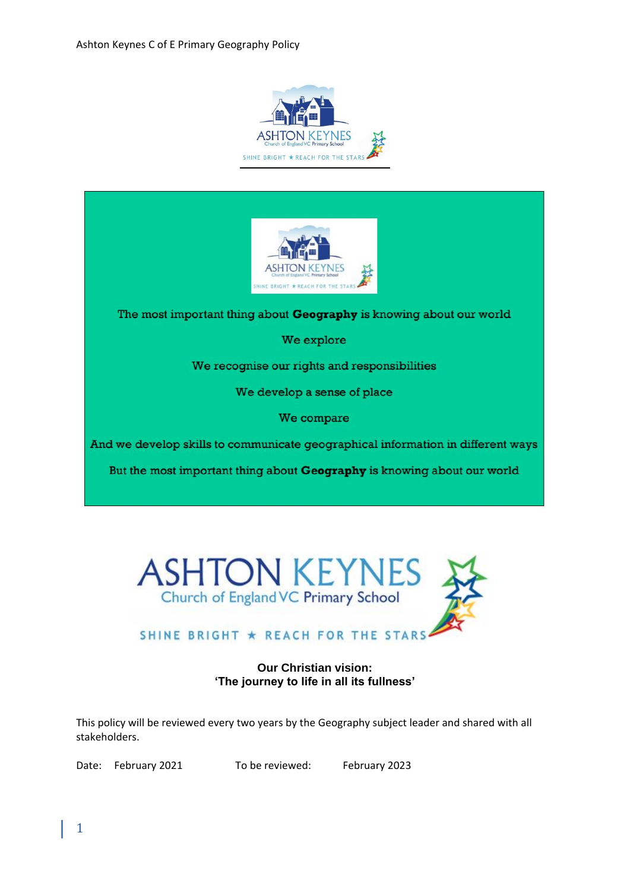The most important thing about **Geography** is knowing about our world

We explore

We recognise our rights and responsibilities

We develop a sense of place

We compare

And we develop skills to communicate geographical information in different ways

But the most important thing about **Geography** is knowing about our world

**Our Christian vision:**
**'The journey to life in all its fullness'**

This policy will be reviewed every two years by the Geography subject leader and shared with all stakeholders.

Date: February 2021 To be reviewed: February 2023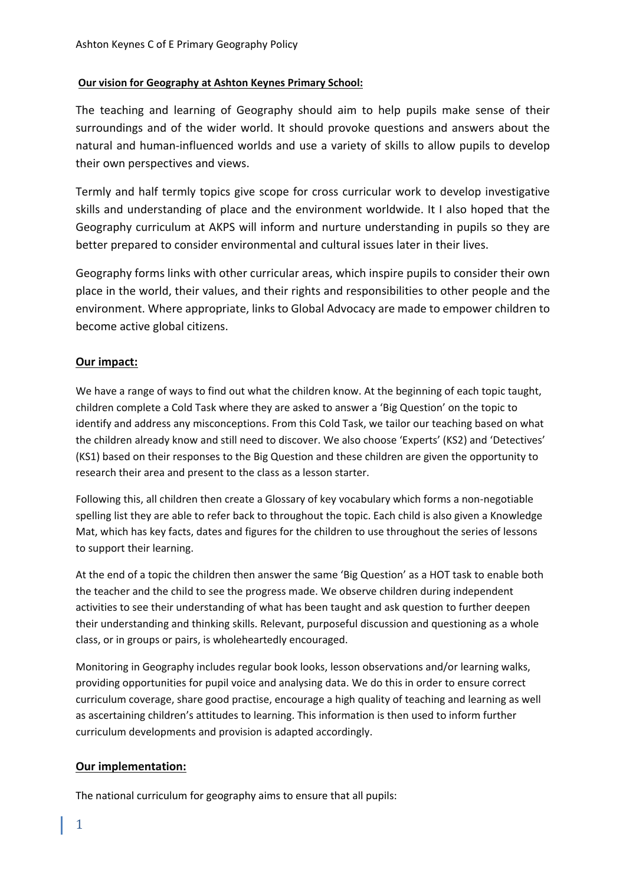**Our vision for Geography at Ashton Keynes Primary School:**

The teaching and learning of Geography should aim to help pupils make sense of their surroundings and of the wider world. It should provoke questions and answers about the natural and human-influenced worlds and use a variety of skills to allow pupils to develop their own perspectives and views.

Termly and half termly topics give scope for cross curricular work to develop investigative skills and understanding of place and the environment worldwide. It I also hoped that the Geography curriculum at AKPS will inform and nurture understanding in pupils so they are better prepared to consider environmental and cultural issues later in their lives.

Geography forms links with other curricular areas, which inspire pupils to consider their own place in the world, their values, and their rights and responsibilities to other people and the environment. Where appropriate, links to Global Advocacy are made to empower children to become active global citizens.

## Our impact:

We have a range of ways to find out what the children know. At the beginning of each topic taught, children complete a Cold Task where they are asked to answer a 'Big Question' on the topic to identify and address any misconceptions. From this Cold Task, we tailor our teaching based on what the children already know and still need to discover. We also choose 'Experts' (KS2) and 'Detectives' (KS1) based on their responses to the Big Question and these children are given the opportunity to research their area and present to the class as a lesson starter.

Following this, all children then create a Glossary of key vocabulary which forms a non-negotiable spelling list they are able to refer back to throughout the topic. Each child is also given a Knowledge Mat, which has key facts, dates and figures for the children to use throughout the series of lessons to support their learning.

At the end of a topic the children then answer the same 'Big Question' as a HOT task to enable both the teacher and the child to see the progress made. We observe children during independent activities to see their understanding of what has been taught and ask question to further deepen their understanding and thinking skills. Relevant, purposeful discussion and questioning as a whole class, or in groups or pairs, is wholeheartedly encouraged.

Monitoring in Geography includes regular book looks, lesson observations and/or learning walks, providing opportunities for pupil voice and analysing data. We do this in order to ensure correct curriculum coverage, share good practise, encourage a high quality of teaching and learning as well as ascertaining children's attitudes to learning. This information is then used to inform further curriculum developments and provision is adapted accordingly.

## Our implementation:

The national curriculum for geography aims to ensure that all pupils: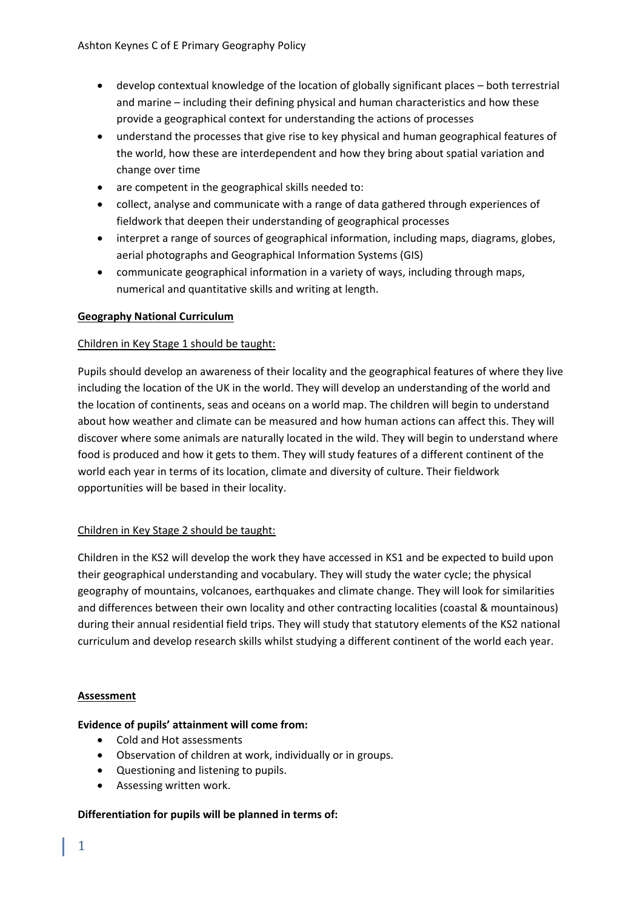- develop contextual knowledge of the location of globally significant places – both terrestrial and marine – including their defining physical and human characteristics and how these provide a geographical context for understanding the actions of processes
- understand the processes that give rise to key physical and human geographical features of the world, how these are interdependent and how they bring about spatial variation and change over time
- are competent in the geographical skills needed to:
- collect, analyse and communicate with a range of data gathered through experiences of fieldwork that deepen their understanding of geographical processes
- interpret a range of sources of geographical information, including maps, diagrams, globes, aerial photographs and Geographical Information Systems (GIS)
- communicate geographical information in a variety of ways, including through maps, numerical and quantitative skills and writing at length.

**Geography National Curriculum**

Children in Key Stage 1 should be taught:

Pupils should develop an awareness of their locality and the geographical features of where they live including the location of the UK in the world. They will develop an understanding of the world and the location of continents, seas and oceans on a world map. The children will begin to understand about how weather and climate can be measured and how human actions can affect this. They will discover where some animals are naturally located in the wild. They will begin to understand where food is produced and how it gets to them. They will study features of a different continent of the world each year in terms of its location, climate and diversity of culture. Their fieldwork opportunities will be based in their locality.

Children in Key Stage 2 should be taught:

Children in the KS2 will develop the work they have accessed in KS1 and be expected to build upon their geographical understanding and vocabulary. They will study the water cycle; the physical geography of mountains, volcanoes, earthquakes and climate change. They will look for similarities and differences between their own locality and other contracting localities (coastal & mountainous) during their annual residential field trips. They will study that statutory elements of the KS2 national curriculum and develop research skills whilst studying a different continent of the world each year.

**Assessment**

**Evidence of pupils' attainment will come from:**

- Cold and Hot assessments
- Observation of children at work, individually or in groups.
- Questioning and listening to pupils.
- Assessing written work.

**Differentiation for pupils will be planned in terms of:**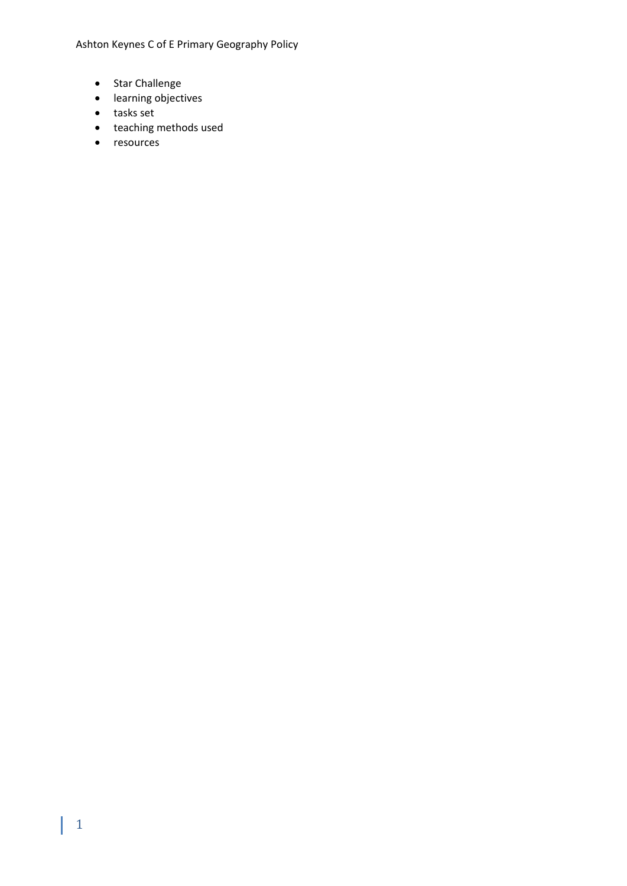- Star Challenge
- learning objectives
- tasks set
- teaching methods used
- resources